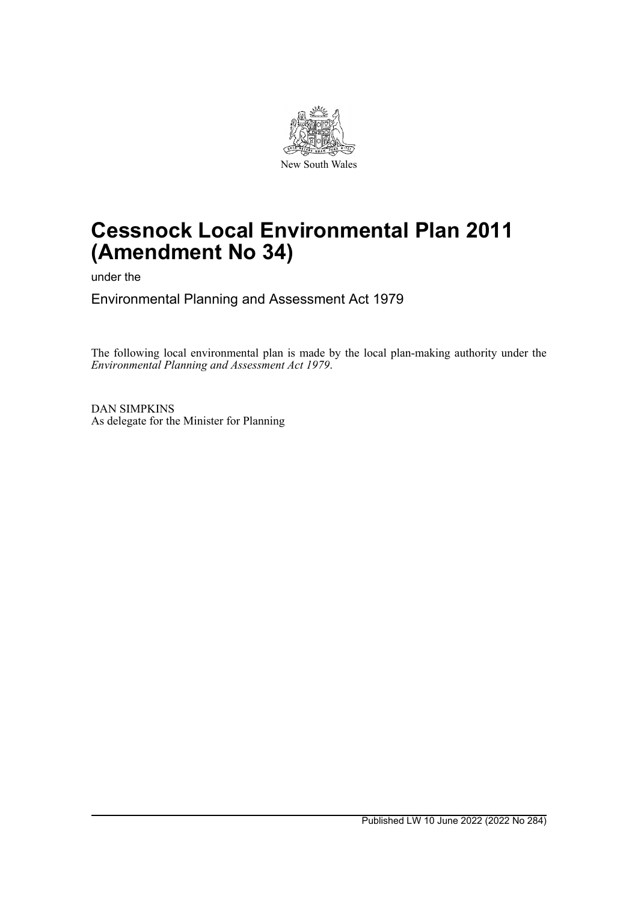New South Wales

# Cessnock Local Environmental Plan 2011 (Amendment No 34)

under the

Environmental Planning and Assessment Act 1979

The following local environmental plan is made by the local plan-making authority under the *Environmental Planning and Assessment Act 1979*.

DAN SIMPKINS
As delegate for the Minister for Planning

Published LW 10 June 2022 (2022 No 284)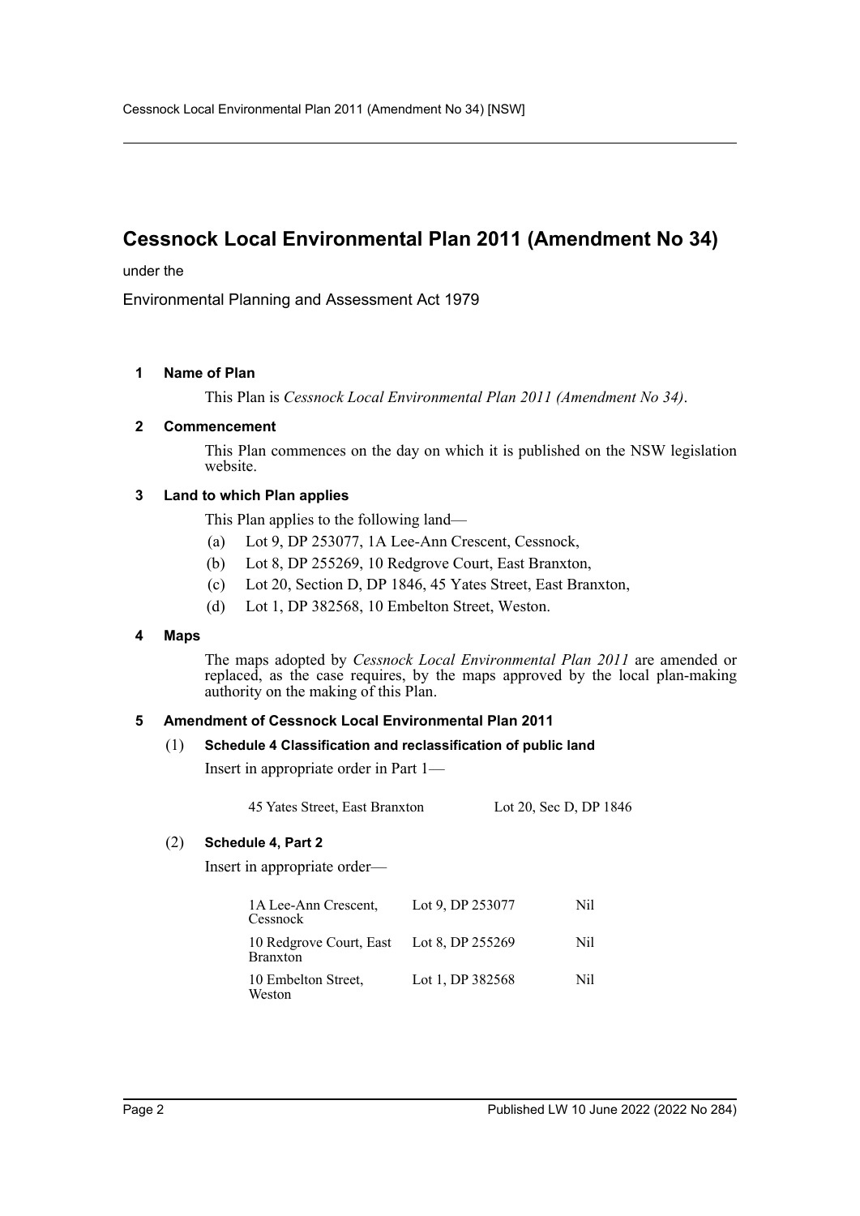# Cessnock Local Environmental Plan 2011 (Amendment No 34)

under the

Environmental Planning and Assessment Act 1979

### 1 Name of Plan

This Plan is *Cessnock Local Environmental Plan 2011 (Amendment No 34)*.

### 2 Commencement

This Plan commences on the day on which it is published on the NSW legislation website.

### 3 Land to which Plan applies

This Plan applies to the following land—

(a) Lot 9, DP 253077, 1A Lee-Ann Crescent, Cessnock,

(b) Lot 8, DP 255269, 10 Redgrove Court, East Branxton,

(c) Lot 20, Section D, DP 1846, 45 Yates Street, East Branxton,

(d) Lot 1, DP 382568, 10 Embelton Street, Weston.

### 4 Maps

The maps adopted by *Cessnock Local Environmental Plan 2011* are amended or replaced, as the case requires, by the maps approved by the local plan-making authority on the making of this Plan.

### 5 Amendment of Cessnock Local Environmental Plan 2011

#### (1) Schedule 4 Classification and reclassification of public land

Insert in appropriate order in Part 1—

| | |
|---|---|
| 45 Yates Street, East Branxton | Lot 20, Sec D, DP 1846 |

#### (2) Schedule 4, Part 2

Insert in appropriate order—

| | | |
|---|---|---|
| 1A Lee-Ann Crescent, Cessnock | Lot 9, DP 253077 | Nil |
| 10 Redgrove Court, East Branxton | Lot 8, DP 255269 | Nil |
| 10 Embelton Street, Weston | Lot 1, DP 382568 | Nil |